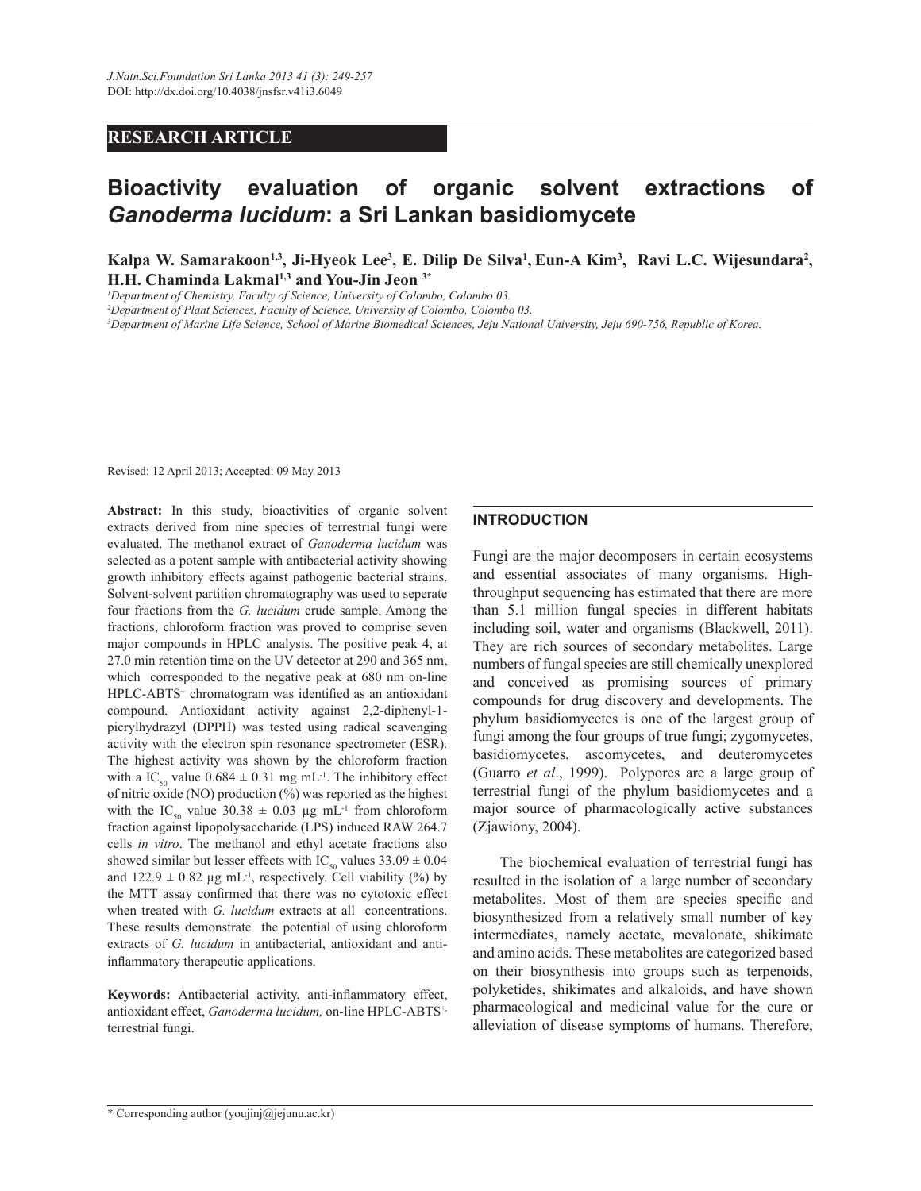RESEARCH ARTICLE

# Bioactivity evaluation of organic solvent extractions of *Ganoderma lucidum*: a Sri Lankan basidiomycete

**Kalpa W. Samarakoon[1,3], Ji-Hyeok Lee[3], E. Dilip De Silva[1], Eun-A Kim[3], Ravi L.C. Wijesundara[2], H.H. Chaminda Lakmal[1,3] and You-Jin Jeon [3*]**

[1]Department of Chemistry, Faculty of Science, University of Colombo, Colombo 03.
[2]Department of Plant Sciences, Faculty of Science, University of Colombo, Colombo 03.
[3]Department of Marine Life Science, School of Marine Biomedical Sciences, Jeju National University, Jeju 690-756, Republic of Korea.

Revised: 12 April 2013; Accepted: 09 May 2013

**Abstract:** In this study, bioactivities of organic solvent extracts derived from nine species of terrestrial fungi were evaluated. The methanol extract of *Ganoderma lucidum* was selected as a potent sample with antibacterial activity showing growth inhibitory effects against pathogenic bacterial strains. Solvent-solvent partition chromatography was used to seperate four fractions from the *G. lucidum* crude sample. Among the fractions, chloroform fraction was proved to comprise seven major compounds in HPLC analysis. The positive peak 4, at 27.0 min retention time on the UV detector at 290 and 365 nm, which corresponded to the negative peak at 680 nm on-line HPLC-ABTS$^+$ chromatogram was identified as an antioxidant compound. Antioxidant activity against 2,2-diphenyl-1-picrylhydrazyl (DPPH) was tested using radical scavenging activity with the electron spin resonance spectrometer (ESR). The highest activity was shown by the chloroform fraction with a $IC_{50}$ value $0.684 \pm 0.31$ mg mL$^{-1}$. The inhibitory effect of nitric oxide (NO) production (%) was reported as the highest with the $IC_{50}$ value $30.38 \pm 0.03$ µg mL$^{-1}$ from chloroform fraction against lipopolysaccharide (LPS) induced RAW 264.7 cells *in vitro*. The methanol and ethyl acetate fractions also showed similar but lesser effects with $IC_{50}$ values $33.09 \pm 0.04$ and $122.9 \pm 0.82$ µg mL$^{-1}$, respectively. Cell viability (%) by the MTT assay confirmed that there was no cytotoxic effect when treated with *G. lucidum* extracts at all concentrations. These results demonstrate the potential of using chloroform extracts of *G. lucidum* in antibacterial, antioxidant and anti-inflammatory therapeutic applications.

**Keywords:** Antibacterial activity, anti-inflammatory effect, antioxidant effect, *Ganoderma lucidum,* on-line HPLC-ABTS$^{+\cdot}$, terrestrial fungi.

## INTRODUCTION

Fungi are the major decomposers in certain ecosystems and essential associates of many organisms. High-throughput sequencing has estimated that there are more than 5.1 million fungal species in different habitats including soil, water and organisms (Blackwell, 2011). They are rich sources of secondary metabolites. Large numbers of fungal species are still chemically unexplored and conceived as promising sources of primary compounds for drug discovery and developments. The phylum basidiomycetes is one of the largest group of fungi among the four groups of true fungi; zygomycetes, basidiomycetes, ascomycetes, and deuteromycetes (Guarro *et al*., 1999). Polypores are a large group of terrestrial fungi of the phylum basidiomycetes and a major source of pharmacologically active substances (Zjawiony, 2004).

The biochemical evaluation of terrestrial fungi has resulted in the isolation of a large number of secondary metabolites. Most of them are species specific and biosynthesized from a relatively small number of key intermediates, namely acetate, mevalonate, shikimate and amino acids. These metabolites are categorized based on their biosynthesis into groups such as terpenoids, polyketides, shikimates and alkaloids, and have shown pharmacological and medicinal value for the cure or alleviation of disease symptoms of humans. Therefore,

\* Corresponding author (youjinj@jejunu.ac.kr)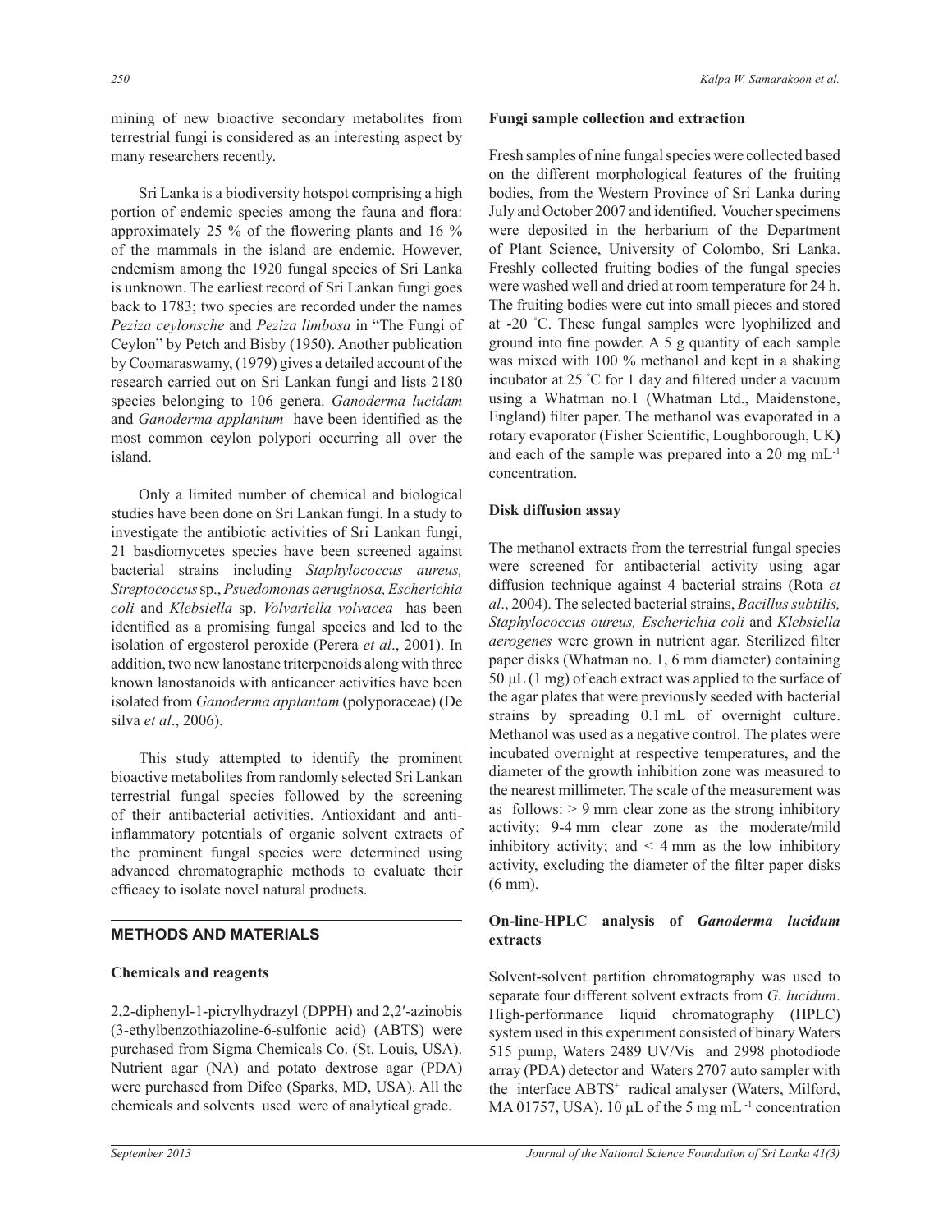mining of new bioactive secondary metabolites from terrestrial fungi is considered as an interesting aspect by many researchers recently.

Sri Lanka is a biodiversity hotspot comprising a high portion of endemic species among the fauna and flora: approximately 25 % of the flowering plants and 16 % of the mammals in the island are endemic. However, endemism among the 1920 fungal species of Sri Lanka is unknown. The earliest record of Sri Lankan fungi goes back to 1783; two species are recorded under the names *Peziza ceylonsche* and *Peziza limbosa* in "The Fungi of Ceylon" by Petch and Bisby (1950). Another publication by Coomaraswamy, (1979) gives a detailed account of the research carried out on Sri Lankan fungi and lists 2180 species belonging to 106 genera. *Ganoderma lucidam* and *Ganoderma applantum* have been identified as the most common ceylon polypori occurring all over the island.

Only a limited number of chemical and biological studies have been done on Sri Lankan fungi. In a study to investigate the antibiotic activities of Sri Lankan fungi, 21 basdiomycetes species have been screened against bacterial strains including *Staphylococcus aureus, Streptococcus* sp., *Psuedomonas aeruginosa, Escherichia coli* and *Klebsiella* sp. *Volvariella volvacea* has been identified as a promising fungal species and led to the isolation of ergosterol peroxide (Perera *et al*., 2001). In addition, two new lanostane triterpenoids along with three known lanostanoids with anticancer activities have been isolated from *Ganoderma applantam* (polyporaceae) (De silva *et al*., 2006).

This study attempted to identify the prominent bioactive metabolites from randomly selected Sri Lankan terrestrial fungal species followed by the screening of their antibacterial activities. Antioxidant and anti-inflammatory potentials of organic solvent extracts of the prominent fungal species were determined using advanced chromatographic methods to evaluate their efficacy to isolate novel natural products.

## METHODS AND MATERIALS

### Chemicals and reagents

2,2-diphenyl-1-picrylhydrazyl (DPPH) and 2,2′-azinobis (3-ethylbenzothiazoline-6-sulfonic acid) (ABTS) were purchased from Sigma Chemicals Co. (St. Louis, USA). Nutrient agar (NA) and potato dextrose agar (PDA) were purchased from Difco (Sparks, MD, USA). All the chemicals and solvents used were of analytical grade.

### Fungi sample collection and extraction

Fresh samples of nine fungal species were collected based on the different morphological features of the fruiting bodies, from the Western Province of Sri Lanka during July and October 2007 and identified. Voucher specimens were deposited in the herbarium of the Department of Plant Science, University of Colombo, Sri Lanka. Freshly collected fruiting bodies of the fungal species were washed well and dried at room temperature for 24 h. The fruiting bodies were cut into small pieces and stored at -20 °C. These fungal samples were lyophilized and ground into fine powder. A 5 g quantity of each sample was mixed with 100 % methanol and kept in a shaking incubator at 25 °C for 1 day and filtered under a vacuum using a Whatman no.1 (Whatman Ltd., Maidenstone, England) filter paper. The methanol was evaporated in a rotary evaporator (Fisher Scientific, Loughborough, UK) and each of the sample was prepared into a 20 mg $mL^{-1}$ concentration.

### Disk diffusion assay

The methanol extracts from the terrestrial fungal species were screened for antibacterial activity using agar diffusion technique against 4 bacterial strains (Rota *et al*., 2004). The selected bacterial strains, *Bacillus subtilis, Staphylococcus oureus, Escherichia coli* and *Klebsiella aerogenes* were grown in nutrient agar. Sterilized filter paper disks (Whatman no. 1, 6 mm diameter) containing 50 µL (1 mg) of each extract was applied to the surface of the agar plates that were previously seeded with bacterial strains by spreading 0.1 mL of overnight culture. Methanol was used as a negative control. The plates were incubated overnight at respective temperatures, and the diameter of the growth inhibition zone was measured to the nearest millimeter. The scale of the measurement was as follows: > 9 mm clear zone as the strong inhibitory activity; 9-4 mm clear zone as the moderate/mild inhibitory activity; and < 4 mm as the low inhibitory activity, excluding the diameter of the filter paper disks (6 mm).

### On-line-HPLC analysis of *Ganoderma lucidum* extracts

Solvent-solvent partition chromatography was used to separate four different solvent extracts from *G. lucidum*. High-performance liquid chromatography (HPLC) system used in this experiment consisted of binary Waters 515 pump, Waters 2489 UV/Vis and 2998 photodiode array (PDA) detector and Waters 2707 auto sampler with the interface $ABTS^{+}$ radical analyser (Waters, Milford, MA 01757, USA). 10 µL of the 5 mg $mL^{-1}$ concentration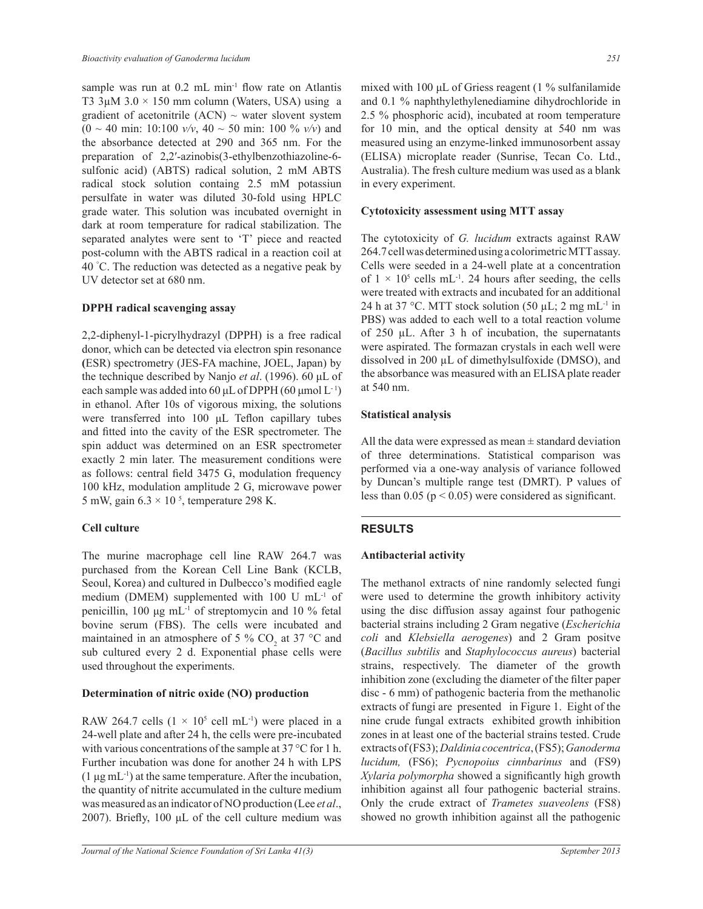sample was run at 0.2 mL min$^{-1}$ flow rate on Atlantis T3 3μM 3.0 × 150 mm column (Waters, USA) using a gradient of acetonitrile (ACN) ~ water slovent system (0 ~ 40 min: 10:100 *v/v*, 40 ~ 50 min: 100 % *v/v*) and the absorbance detected at 290 and 365 nm. For the preparation of 2,2′-azinobis(3-ethylbenzothiazoline-6-sulfonic acid) (ABTS) radical solution, 2 mM ABTS radical stock solution containg 2.5 mM potassiun persulfate in water was diluted 30-fold using HPLC grade water. This solution was incubated overnight in dark at room temperature for radical stabilization. The separated analytes were sent to 'T' piece and reacted post-column with the ABTS radical in a reaction coil at 40 °C. The reduction was detected as a negative peak by UV detector set at 680 nm.

**DPPH radical scavenging assay**

2,2-diphenyl-1-picrylhydrazyl (DPPH) is a free radical donor, which can be detected via electron spin resonance (ESR) spectrometry (JES-FA machine, JOEL, Japan) by the technique described by Nanjo *et al*. (1996). 60 μL of each sample was added into 60 μL of DPPH (60 μmol L$^{-1}$) in ethanol. After 10s of vigorous mixing, the solutions were transferred into 100 μL Teflon capillary tubes and fitted into the cavity of the ESR spectrometer. The spin adduct was determined on an ESR spectrometer exactly 2 min later. The measurement conditions were as follows: central field 3475 G, modulation frequency 100 kHz, modulation amplitude 2 G, microwave power 5 mW, gain $6.3 \times 10^{5}$, temperature 298 K.

**Cell culture**

The murine macrophage cell line RAW 264.7 was purchased from the Korean Cell Line Bank (KCLB, Seoul, Korea) and cultured in Dulbecco's modified eagle medium (DMEM) supplemented with 100 U mL$^{-1}$ of penicillin, 100 μg mL$^{-1}$ of streptomycin and 10 % fetal bovine serum (FBS). The cells were incubated and maintained in an atmosphere of 5 % $CO_2$ at 37 °C and sub cultured every 2 d. Exponential phase cells were used throughout the experiments.

**Determination of nitric oxide (NO) production**

RAW 264.7 cells ($1 \times 10^{5}$ cell mL$^{-1}$) were placed in a 24-well plate and after 24 h, the cells were pre-incubated with various concentrations of the sample at 37 °C for 1 h. Further incubation was done for another 24 h with LPS (1 μg mL$^{-1}$) at the same temperature. After the incubation, the quantity of nitrite accumulated in the culture medium was measured as an indicator of NO production (Lee *et al*., 2007). Briefly, 100 μL of the cell culture medium was mixed with 100 μL of Griess reagent (1 % sulfanilamide and 0.1 % naphthylethylenediamine dihydrochloride in 2.5 % phosphoric acid), incubated at room temperature for 10 min, and the optical density at 540 nm was measured using an enzyme-linked immunosorbent assay (ELISA) microplate reader (Sunrise, Tecan Co. Ltd., Australia). The fresh culture medium was used as a blank in every experiment.

**Cytotoxicity assessment using MTT assay**

The cytotoxicity of *G. lucidum* extracts against RAW 264.7 cell was determined using a colorimetric MTT assay. Cells were seeded in a 24-well plate at a concentration of $1 \times 10^{5}$ cells mL$^{-1}$. 24 hours after seeding, the cells were treated with extracts and incubated for an additional 24 h at 37 °C. MTT stock solution (50 μL; 2 mg mL$^{-1}$ in PBS) was added to each well to a total reaction volume of 250 μL. After 3 h of incubation, the supernatants were aspirated. The formazan crystals in each well were dissolved in 200 μL of dimethylsulfoxide (DMSO), and the absorbance was measured with an ELISA plate reader at 540 nm.

**Statistical analysis**

All the data were expressed as mean ± standard deviation of three determinations. Statistical comparison was performed via a one-way analysis of variance followed by Duncan's multiple range test (DMRT). P values of less than 0.05 ($p < 0.05$) were considered as significant.

## RESULTS

**Antibacterial activity**

The methanol extracts of nine randomly selected fungi were used to determine the growth inhibitory activity using the disc diffusion assay against four pathogenic bacterial strains including 2 Gram negative (*Escherichia coli* and *Klebsiella aerogenes*) and 2 Gram positve (*Bacillus subtilis* and *Staphylococcus aureus*) bacterial strains, respectively. The diameter of the growth inhibition zone (excluding the diameter of the filter paper disc - 6 mm) of pathogenic bacteria from the methanolic extracts of fungi are presented in Figure 1. Eight of the nine crude fungal extracts exhibited growth inhibition zones in at least one of the bacterial strains tested. Crude extracts of (FS3); *Daldinia cocentrica*, (FS5); *Ganoderma lucidum,* (FS6); *Pycnopoius cinnbarinus* and (FS9) *Xylaria polymorpha* showed a significantly high growth inhibition against all four pathogenic bacterial strains. Only the crude extract of *Trametes suaveolens* (FS8) showed no growth inhibition against all the pathogenic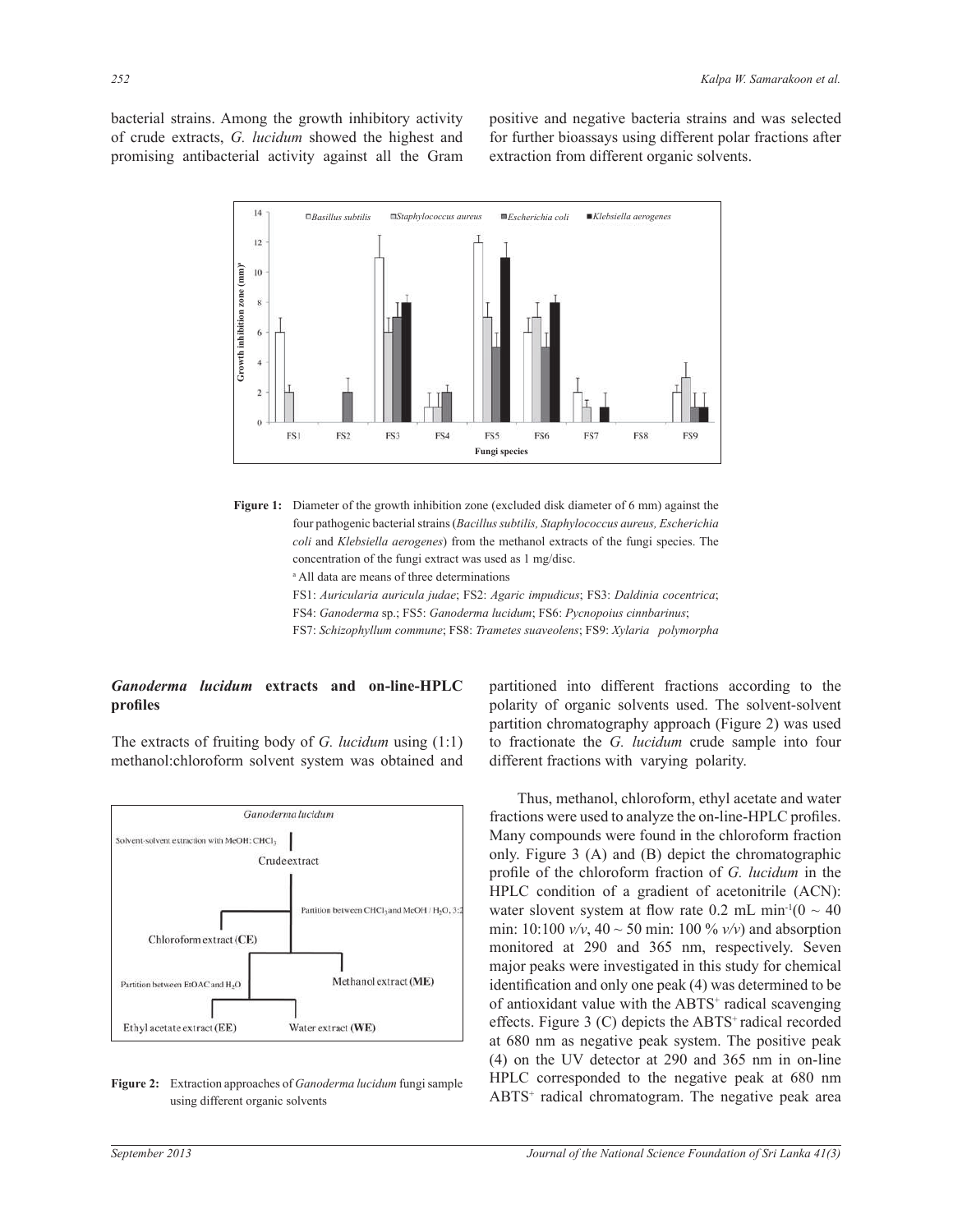bacterial strains. Among the growth inhibitory activity of crude extracts, *G. lucidum* showed the highest and promising antibacterial activity against all the Gram positive and negative bacteria strains and was selected for further bioassays using different polar fractions after extraction from different organic solvents.

**Figure 1:** Diameter of the growth inhibition zone (excluded disk diameter of 6 mm) against the four pathogenic bacterial strains (*Bacillus subtilis, Staphylococcus aureus, Escherichia coli* and *Klebsiella aerogenes*) from the methanol extracts of the fungi species. The concentration of the fungi extract was used as 1 mg/disc.

[a] All data are means of three determinations

FS1: *Auricularia auricula judae*; FS2: *Agaric impudicus*; FS3: *Daldinia cocentrica*; FS4: *Ganoderma* sp.; FS5: *Ganoderma lucidum*; FS6: *Pycnopoius cinnbarinus*; FS7: *Schizophyllum commune*; FS8: *Trametes suaveolens*; FS9: *Xylaria polymorpha*

## *Ganoderma lucidum* extracts and on-line-HPLC profiles

The extracts of fruiting body of *G. lucidum* using (1:1) methanol:chloroform solvent system was obtained and partitioned into different fractions according to the polarity of organic solvents used. The solvent-solvent partition chromatography approach (Figure 2) was used to fractionate the *G. lucidum* crude sample into four different fractions with varying polarity.

**Figure 2:** Extraction approaches of *Ganoderma lucidum* fungi sample using different organic solvents

Thus, methanol, chloroform, ethyl acetate and water fractions were used to analyze the on-line-HPLC profiles. Many compounds were found in the chloroform fraction only. Figure 3 (A) and (B) depict the chromatographic profile of the chloroform fraction of *G. lucidum* in the HPLC condition of a gradient of acetonitrile (ACN): water slovent system at flow rate 0.2 mL $min^{-1}$(0 ~ 40 min: 10:100 *v/v*, 40 ~ 50 min: 100 % *v/v*) and absorption monitored at 290 and 365 nm, respectively. Seven major peaks were investigated in this study for chemical identification and only one peak (4) was determined to be of antioxidant value with the $ABTS^+$ radical scavenging effects. Figure 3 (C) depicts the $ABTS^+$ radical recorded at 680 nm as negative peak system. The positive peak (4) on the UV detector at 290 and 365 nm in on-line HPLC corresponded to the negative peak at 680 nm $ABTS^+$ radical chromatogram. The negative peak area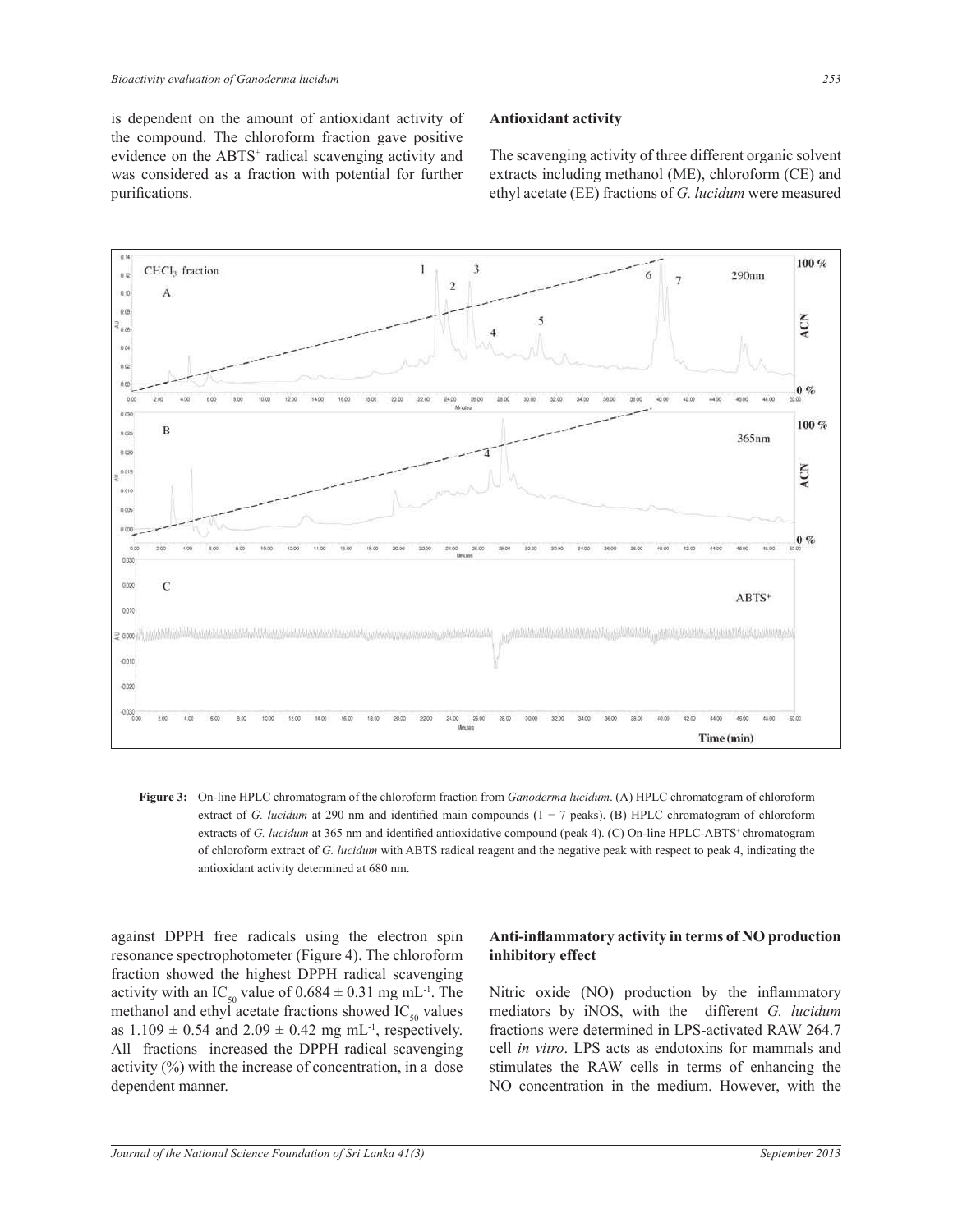is dependent on the amount of antioxidant activity of the compound. The chloroform fraction gave positive evidence on the $ABTS^+$ radical scavenging activity and was considered as a fraction with potential for further purifications.

**Figure 3:** On-line HPLC chromatogram of the chloroform fraction from *Ganoderma lucidum*. (A) HPLC chromatogram of chloroform extract of *G. lucidum* at 290 nm and identified main compounds (1 − 7 peaks). (B) HPLC chromatogram of chloroform extracts of *G. lucidum* at 365 nm and identified antioxidative compound (peak 4). (C) On-line HPLC-$ABTS^+$ chromatogram of chloroform extract of *G. lucidum* with ABTS radical reagent and the negative peak with respect to peak 4, indicating the antioxidant activity determined at 680 nm.

### Antioxidant activity

The scavenging activity of three different organic solvent extracts including methanol (ME), chloroform (CE) and ethyl acetate (EE) fractions of *G. lucidum* were measured against DPPH free radicals using the electron spin resonance spectrophotometer (Figure 4). The chloroform fraction showed the highest DPPH radical scavenging activity with an $IC_{50}$ value of $0.684 \pm 0.31$ mg $mL^{-1}$. The methanol and ethyl acetate fractions showed $IC_{50}$ values as $1.109 \pm 0.54$ and $2.09 \pm 0.42$ mg $mL^{-1}$, respectively. All fractions increased the DPPH radical scavenging activity (%) with the increase of concentration, in a dose dependent manner.

### Anti-inflammatory activity in terms of NO production inhibitory effect

Nitric oxide (NO) production by the inflammatory mediators by iNOS, with the different *G. lucidum* fractions were determined in LPS-activated RAW 264.7 cell *in vitro*. LPS acts as endotoxins for mammals and stimulates the RAW cells in terms of enhancing the NO concentration in the medium. However, with the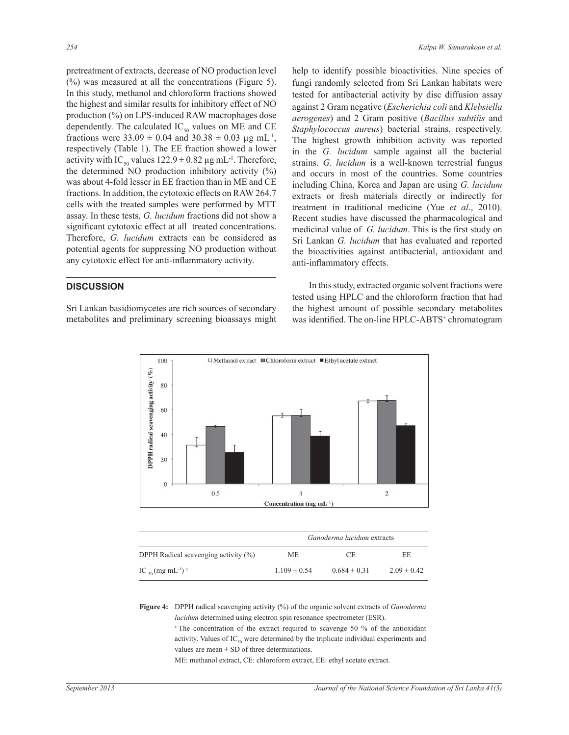pretreatment of extracts, decrease of NO production level (%) was measured at all the concentrations (Figure 5). In this study, methanol and chloroform fractions showed the highest and similar results for inhibitory effect of NO production (%) on LPS-induced RAW macrophages dose dependently. The calculated $IC_{50}$ values on ME and CE fractions were $33.09 \pm 0.04$ and $30.38 \pm 0.03$ µg mL$^{-1}$, respectively (Table 1). The EE fraction showed a lower activity with $IC_{50}$ values $122.9 \pm 0.82$ µg mL$^{-1}$. Therefore, the determined NO production inhibitory activity (%) was about 4-fold lesser in EE fraction than in ME and CE fractions. In addition, the cytotoxic effects on RAW 264.7 cells with the treated samples were performed by MTT assay. In these tests, *G. lucidum* fractions did not show a significant cytotoxic effect at all treated concentrations. Therefore, *G. lucidum* extracts can be considered as potential agents for suppressing NO production without any cytotoxic effect for anti-inflammatory activity.

## DISCUSSION

Sri Lankan basidiomycetes are rich sources of secondary metabolites and preliminary screening bioassays might help to identify possible bioactivities. Nine species of fungi randomly selected from Sri Lankan habitats were tested for antibacterial activity by disc diffusion assay against 2 Gram negative (*Escherichia coli* and *Klebsiella aerogenes*) and 2 Gram positive (*Bacillus subtilis* and *Staphylococcus aureus*) bacterial strains, respectively. The highest growth inhibition activity was reported in the *G. lucidum* sample against all the bacterial strains. *G. lucidum* is a well-known terrestrial fungus and occurs in most of the countries. Some countries including China, Korea and Japan are using *G. lucidum* extracts or fresh materials directly or indirectly for treatment in traditional medicine (Yue *et al*., 2010). Recent studies have discussed the pharmacological and medicinal value of *G. lucidum*. This is the first study on Sri Lankan *G. lucidum* that has evaluated and reported the bioactivities against antibacterial, antioxidant and anti-inflammatory effects.

In this study, extracted organic solvent fractions were tested using HPLC and the chloroform fraction that had the highest amount of possible secondary metabolites was identified. The on-line HPLC-ABTS$^+$ chromatogram

| | *Ganoderma lucidum* extracts | | |
|---|---|---|---|
| DPPH Radical scavenging activity (%) | ME | CE | EE |
| $IC_{50}$ (mg mL$^{-1}$) [a] | $1.109 \pm 0.54$ | $0.684 \pm 0.31$ | $2.09 \pm 0.42$ |

**Figure 4:** DPPH radical scavenging activity (%) of the organic solvent extracts of *Ganoderma lucidum* determined using electron spin resonance spectrometer (ESR).

[a] The concentration of the extract required to scavenge 50 % of the antioxidant activity. Values of $IC_{50}$ were determined by the triplicate individual experiments and values are mean ± SD of three determinations.

ME: methanol extract, CE: chloroform extract, EE: ethyl acetate extract.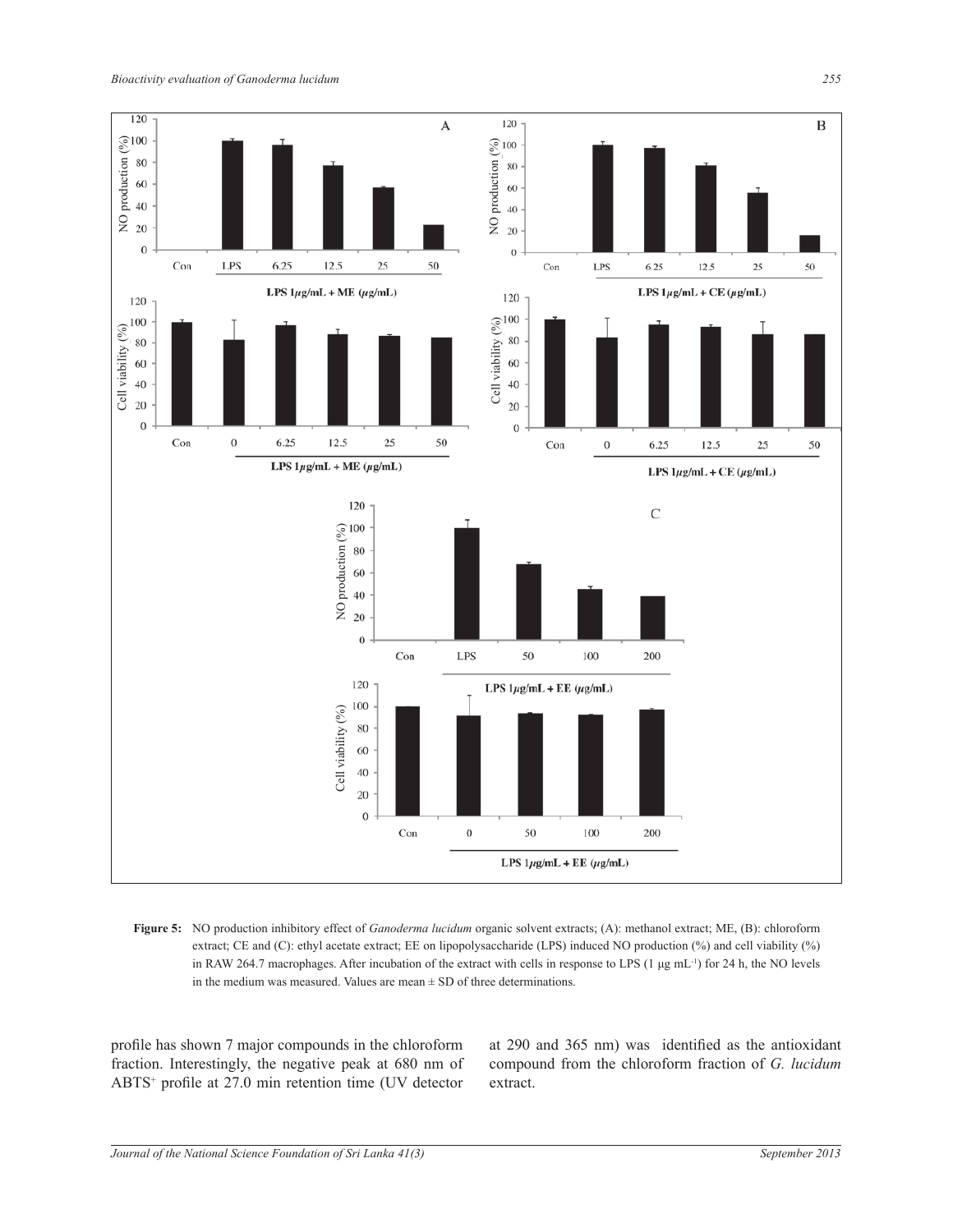**Figure 5:** NO production inhibitory effect of *Ganoderma lucidum* organic solvent extracts; (A): methanol extract; ME, (B): chloroform extract; CE and (C): ethyl acetate extract; EE on lipopolysaccharide (LPS) induced NO production (%) and cell viability (%) in RAW 264.7 macrophages. After incubation of the extract with cells in response to LPS (1 µg $mL^{-1}$) for 24 h, the NO levels in the medium was measured. Values are mean ± SD of three determinations.

profile has shown 7 major compounds in the chloroform fraction. Interestingly, the negative peak at 680 nm of $ABTS^{+}$ profile at 27.0 min retention time (UV detector at 290 and 365 nm) was identified as the antioxidant compound from the chloroform fraction of *G. lucidum* extract.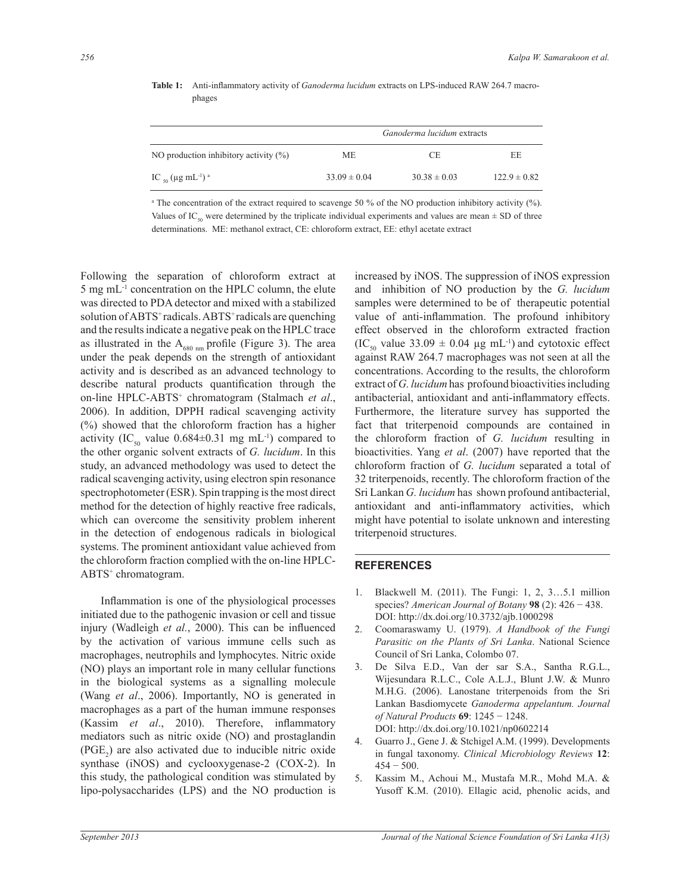**Table 1:** Anti-inflammatory activity of *Ganoderma lucidum* extracts on LPS-induced RAW 264.7 macrophages

| | *Ganoderma lucidum* extracts | | |
|---|---|---|---|
| NO production inhibitory activity (%) | ME | CE | EE |
| $IC_{50}$ (μg $mL^{-1}$) [a] | 33.09 ± 0.04 | 30.38 ± 0.03 | 122.9 ± 0.82 |

[a] The concentration of the extract required to scavenge 50 % of the NO production inhibitory activity (%). Values of $IC_{50}$ were determined by the triplicate individual experiments and values are mean ± SD of three determinations. ME: methanol extract, CE: chloroform extract, EE: ethyl acetate extract

Following the separation of chloroform extract at 5 mg $mL^{-1}$ concentration on the HPLC column, the elute was directed to PDA detector and mixed with a stabilized solution of $ABTS^+$ radicals. $ABTS^+$ radicals are quenching and the results indicate a negative peak on the HPLC trace as illustrated in the $A_{680\ nm}$ profile (Figure 3). The area under the peak depends on the strength of antioxidant activity and is described as an advanced technology to describe natural products quantification through the on-line HPLC-$ABTS^+$ chromatogram (Stalmach *et al*., 2006). In addition, DPPH radical scavenging activity (%) showed that the chloroform fraction has a higher activity ($IC_{50}$ value 0.684±0.31 mg $mL^{-1}$) compared to the other organic solvent extracts of *G. lucidum*. In this study, an advanced methodology was used to detect the radical scavenging activity, using electron spin resonance spectrophotometer (ESR). Spin trapping is the most direct method for the detection of highly reactive free radicals, which can overcome the sensitivity problem inherent in the detection of endogenous radicals in biological systems. The prominent antioxidant value achieved from the chloroform fraction complied with the on-line HPLC-$ABTS^+$ chromatogram.

Inflammation is one of the physiological processes initiated due to the pathogenic invasion or cell and tissue injury (Wadleigh *et al*., 2000). This can be influenced by the activation of various immune cells such as macrophages, neutrophils and lymphocytes. Nitric oxide (NO) plays an important role in many cellular functions in the biological systems as a signalling molecule (Wang *et al*., 2006). Importantly, NO is generated in macrophages as a part of the human immune responses (Kassim *et al*., 2010). Therefore, inflammatory mediators such as nitric oxide (NO) and prostaglandin ($PGE_2$) are also activated due to inducible nitric oxide synthase (iNOS) and cyclooxygenase-2 (COX-2). In this study, the pathological condition was stimulated by lipo-polysaccharides (LPS) and the NO production is increased by iNOS. The suppression of iNOS expression and inhibition of NO production by the *G. lucidum* samples were determined to be of therapeutic potential value of anti-inflammation. The profound inhibitory effect observed in the chloroform extracted fraction ($IC_{50}$ value 33.09 ± 0.04 μg $mL^{-1}$) and cytotoxic effect against RAW 264.7 macrophages was not seen at all the concentrations. According to the results, the chloroform extract of *G. lucidum* has profound bioactivities including antibacterial, antioxidant and anti-inflammatory effects. Furthermore, the literature survey has supported the fact that triterpenoid compounds are contained in the chloroform fraction of *G. lucidum* resulting in bioactivities. Yang *et al*. (2007) have reported that the chloroform fraction of *G. lucidum* separated a total of 32 triterpenoids, recently. The chloroform fraction of the Sri Lankan *G. lucidum* has shown profound antibacterial, antioxidant and anti-inflammatory activities, which might have potential to isolate unknown and interesting triterpenoid structures.

## REFERENCES

1. Blackwell M. (2011). The Fungi: 1, 2, 3…5.1 million species? *American Journal of Botany* **98** (2): 426 − 438. DOI: http://dx.doi.org/10.3732/ajb.1000298
2. Coomaraswamy U. (1979). *A Handbook of the Fungi Parasitic on the Plants of Sri Lanka*. National Science Council of Sri Lanka, Colombo 07.
3. De Silva E.D., Van der sar S.A., Santha R.G.L., Wijesundara R.L.C., Cole A.L.J., Blunt J.W. & Munro M.H.G. (2006). Lanostane triterpenoids from the Sri Lankan Basdiomycete *Ganoderma appelantum. Journal of Natural Products* **69**: 1245 − 1248. DOI: http://dx.doi.org/10.1021/np0602214
4. Guarro J., Gene J. & Stchigel A.M. (1999). Developments in fungal taxonomy. *Clinical Microbiology Reviews* **12**: 454 − 500.
5. Kassim M., Achoui M., Mustafa M.R., Mohd M.A. & Yusoff K.M. (2010). Ellagic acid, phenolic acids, and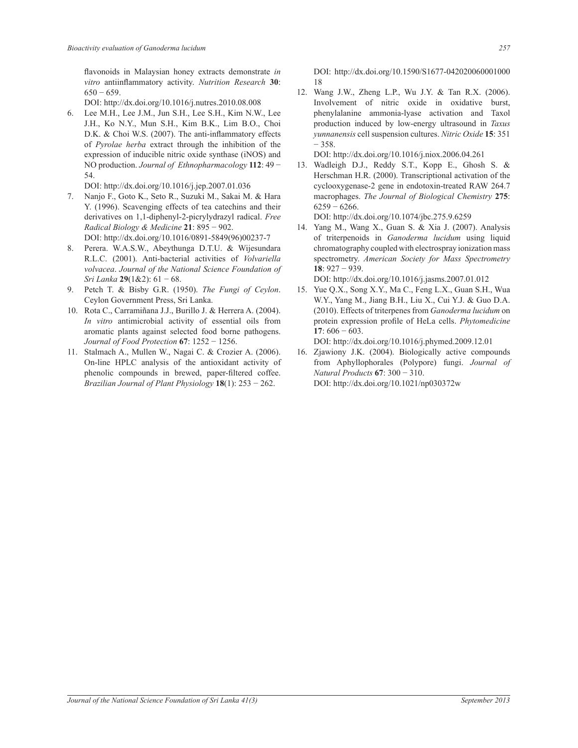flavonoids in Malaysian honey extracts demonstrate *in vitro* antiinflammatory activity. *Nutrition Research* **30**: 650 − 659.
DOI: http://dx.doi.org/10.1016/j.nutres.2010.08.008

6. Lee M.H., Lee J.M., Jun S.H., Lee S.H., Kim N.W., Lee J.H., Ko N.Y., Mun S.H., Kim B.K., Lim B.O., Choi D.K. & Choi W.S. (2007). The anti-inflammatory effects of *Pyrolae herba* extract through the inhibition of the expression of inducible nitric oxide synthase (iNOS) and NO production. *Journal of Ethnopharmacology* **112**: 49 − 54.
DOI: http://dx.doi.org/10.1016/j.jep.2007.01.036
7. Nanjo F., Goto K., Seto R., Suzuki M., Sakai M. & Hara Y. (1996). Scavenging effects of tea catechins and their derivatives on 1,1-diphenyl-2-picrylydrazyl radical. *Free Radical Biology & Medicine* **21**: 895 − 902.
DOI: http://dx.doi.org/10.1016/0891-5849(96)00237-7
8. Perera. W.A.S.W., Abeythunga D.T.U. & Wijesundara R.L.C. (2001). Anti-bacterial activities of *Volvariella volvacea*. *Journal of the National Science Foundation of Sri Lanka* **29**(1&2): 61 − 68.
9. Petch T. & Bisby G.R. (1950). *The Fungi of Ceylon*. Ceylon Government Press, Sri Lanka.
10. Rota C., Carramiñana J.J., Burillo J. & Herrera A. (2004). *In vitro* antimicrobial activity of essential oils from aromatic plants against selected food borne pathogens. *Journal of Food Protection* **67**: 1252 − 1256.
11. Stalmach A., Mullen W., Nagai C. & Crozier A. (2006). On-line HPLC analysis of the antioxidant activity of phenolic compounds in brewed, paper-filtered coffee. *Brazilian Journal of Plant Physiology* **18**(1): 253 − 262.
DOI: http://dx.doi.org/10.1590/S1677-04202006000100018
12. Wang J.W., Zheng L.P., Wu J.Y. & Tan R.X. (2006). Involvement of nitric oxide in oxidative burst, phenylalanine ammonia-lyase activation and Taxol production induced by low-energy ultrasound in *Taxus yunnanensis* cell suspension cultures. *Nitric Oxide* **15**: 351 − 358.
DOI: http://dx.doi.org/10.1016/j.niox.2006.04.261
13. Wadleigh D.J., Reddy S.T., Kopp E., Ghosh S. & Herschman H.R. (2000). Transcriptional activation of the cyclooxygenase-2 gene in endotoxin-treated RAW 264.7 macrophages. *The Journal of Biological Chemistry* **275**: 6259 − 6266.
DOI: http://dx.doi.org/10.1074/jbc.275.9.6259
14. Yang M., Wang X., Guan S. & Xia J. (2007). Analysis of triterpenoids in *Ganoderma lucidum* using liquid chromatography coupled with electrospray ionization mass spectrometry. *American Society for Mass Spectrometry* **18**: 927 − 939.
DOI: http://dx.doi.org/10.1016/j.jasms.2007.01.012
15. Yue Q.X., Song X.Y., Ma C., Feng L.X., Guan S.H., Wua W.Y., Yang M., Jiang B.H., Liu X., Cui Y.J. & Guo D.A. (2010). Effects of triterpenes from *Ganoderma lucidum* on protein expression profile of HeLa cells. *Phytomedicine* **17**: 606 − 603.
DOI: http://dx.doi.org/10.1016/j.phymed.2009.12.01
16. Zjawiony J.K. (2004). Biologically active compounds from Aphyllophorales (Polypore) fungi. *Journal of Natural Products* **67**: 300 − 310.
DOI: http://dx.doi.org/10.1021/np030372w